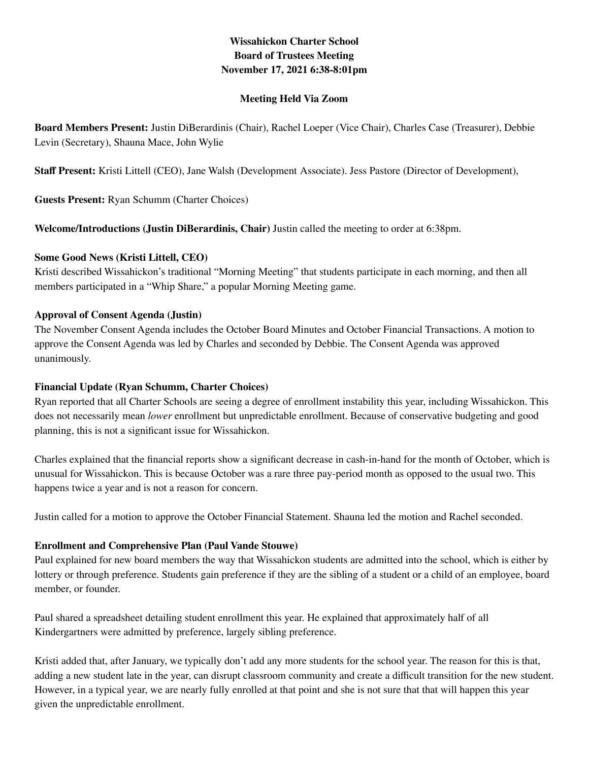**Wissahickon Charter School**
**Board of Trustees Meeting**
**November 17, 2021 6:38-8:01pm**

**Meeting Held Via Zoom**

**Board Members Present:** Justin DiBerardinis (Chair), Rachel Loeper (Vice Chair), Charles Case (Treasurer), Debbie Levin (Secretary), Shauna Mace, John Wylie

**Staff Present:** Kristi Littell (CEO), Jane Walsh (Development Associate). Jess Pastore (Director of Development),

**Guests Present:** Ryan Schumm (Charter Choices)

**Welcome/Introductions (Justin DiBerardinis, Chair)** Justin called the meeting to order at 6:38pm.

**Some Good News (Kristi Littell, CEO)**
Kristi described Wissahickon's traditional "Morning Meeting" that students participate in each morning, and then all members participated in a "Whip Share," a popular Morning Meeting game.

**Approval of Consent Agenda (Justin)**
The November Consent Agenda includes the October Board Minutes and October Financial Transactions. A motion to approve the Consent Agenda was led by Charles and seconded by Debbie. The Consent Agenda was approved unanimously.

**Financial Update (Ryan Schumm, Charter Choices)**
Ryan reported that all Charter Schools are seeing a degree of enrollment instability this year, including Wissahickon. This does not necessarily mean *lower* enrollment but unpredictable enrollment. Because of conservative budgeting and good planning, this is not a significant issue for Wissahickon.

Charles explained that the financial reports show a significant decrease in cash-in-hand for the month of October, which is unusual for Wissahickon. This is because October was a rare three pay-period month as opposed to the usual two. This happens twice a year and is not a reason for concern.

Justin called for a motion to approve the October Financial Statement. Shauna led the motion and Rachel seconded.

**Enrollment and Comprehensive Plan (Paul Vande Stouwe)**
Paul explained for new board members the way that Wissahickon students are admitted into the school, which is either by lottery or through preference. Students gain preference if they are the sibling of a student or a child of an employee, board member, or founder.

Paul shared a spreadsheet detailing student enrollment this year. He explained that approximately half of all Kindergartners were admitted by preference, largely sibling preference.

Kristi added that, after January, we typically don't add any more students for the school year. The reason for this is that, adding a new student late in the year, can disrupt classroom community and create a difficult transition for the new student. However, in a typical year, we are nearly fully enrolled at that point and she is not sure that that will happen this year given the unpredictable enrollment.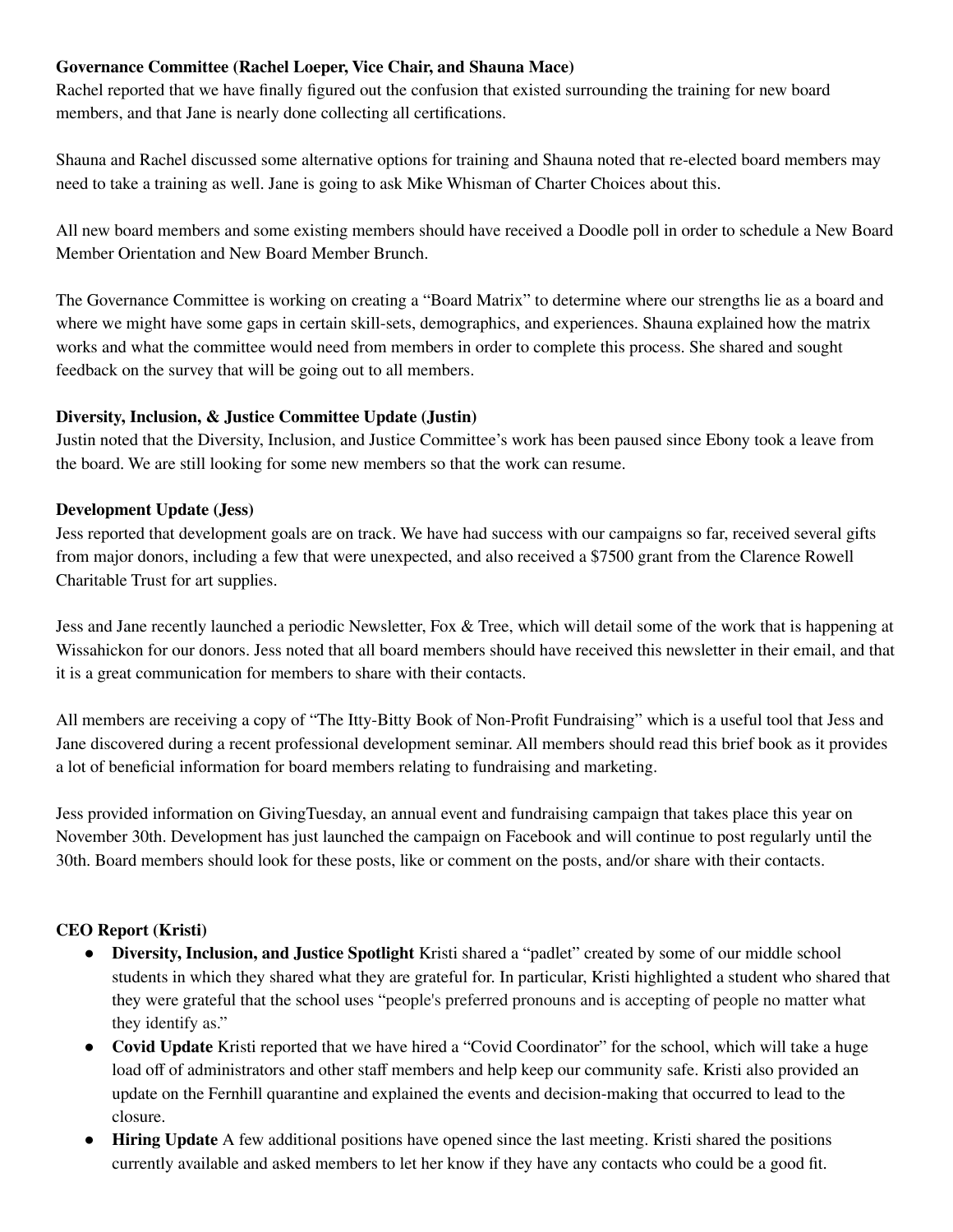**Governance Committee (Rachel Loeper, Vice Chair, and Shauna Mace)**
Rachel reported that we have finally figured out the confusion that existed surrounding the training for new board members, and that Jane is nearly done collecting all certifications.

Shauna and Rachel discussed some alternative options for training and Shauna noted that re-elected board members may need to take a training as well. Jane is going to ask Mike Whisman of Charter Choices about this.

All new board members and some existing members should have received a Doodle poll in order to schedule a New Board Member Orientation and New Board Member Brunch.

The Governance Committee is working on creating a "Board Matrix" to determine where our strengths lie as a board and where we might have some gaps in certain skill-sets, demographics, and experiences. Shauna explained how the matrix works and what the committee would need from members in order to complete this process. She shared and sought feedback on the survey that will be going out to all members.

**Diversity, Inclusion, & Justice Committee Update (Justin)**
Justin noted that the Diversity, Inclusion, and Justice Committee's work has been paused since Ebony took a leave from the board. We are still looking for some new members so that the work can resume.

**Development Update (Jess)**
Jess reported that development goals are on track. We have had success with our campaigns so far, received several gifts from major donors, including a few that were unexpected, and also received a $7500 grant from the Clarence Rowell Charitable Trust for art supplies.

Jess and Jane recently launched a periodic Newsletter, Fox & Tree, which will detail some of the work that is happening at Wissahickon for our donors. Jess noted that all board members should have received this newsletter in their email, and that it is a great communication for members to share with their contacts.

All members are receiving a copy of "The Itty-Bitty Book of Non-Profit Fundraising" which is a useful tool that Jess and Jane discovered during a recent professional development seminar. All members should read this brief book as it provides a lot of beneficial information for board members relating to fundraising and marketing.

Jess provided information on GivingTuesday, an annual event and fundraising campaign that takes place this year on November 30th. Development has just launched the campaign on Facebook and will continue to post regularly until the 30th. Board members should look for these posts, like or comment on the posts, and/or share with their contacts.

**CEO Report (Kristi)**

- **Diversity, Inclusion, and Justice Spotlight** Kristi shared a "padlet" created by some of our middle school students in which they shared what they are grateful for. In particular, Kristi highlighted a student who shared that they were grateful that the school uses "people's preferred pronouns and is accepting of people no matter what they identify as."
- **Covid Update** Kristi reported that we have hired a "Covid Coordinator" for the school, which will take a huge load off of administrators and other staff members and help keep our community safe. Kristi also provided an update on the Fernhill quarantine and explained the events and decision-making that occurred to lead to the closure.
- **Hiring Update** A few additional positions have opened since the last meeting. Kristi shared the positions currently available and asked members to let her know if they have any contacts who could be a good fit.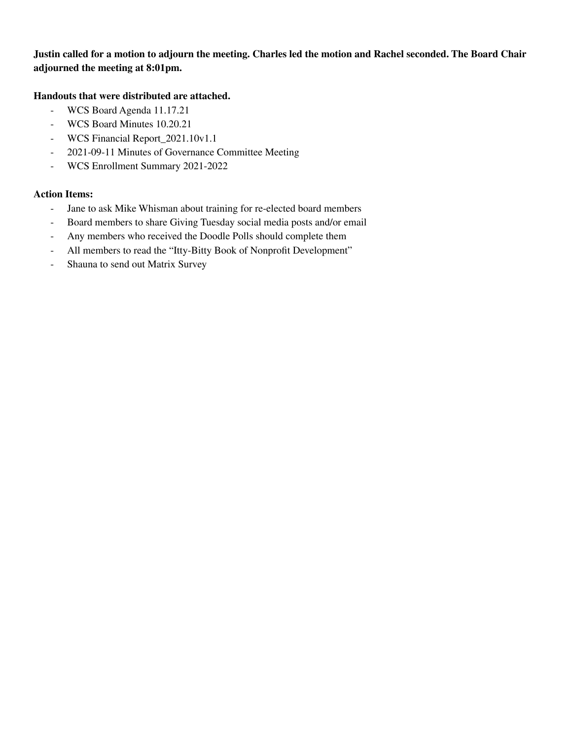**Justin called for a motion to adjourn the meeting. Charles led the motion and Rachel seconded. The Board Chair adjourned the meeting at 8:01pm.**

**Handouts that were distributed are attached.**

- WCS Board Agenda 11.17.21
- WCS Board Minutes 10.20.21
- WCS Financial Report_2021.10v1.1
- 2021-09-11 Minutes of Governance Committee Meeting
- WCS Enrollment Summary 2021-2022

**Action Items:**

- Jane to ask Mike Whisman about training for re-elected board members
- Board members to share Giving Tuesday social media posts and/or email
- Any members who received the Doodle Polls should complete them
- All members to read the "Itty-Bitty Book of Nonprofit Development"
- Shauna to send out Matrix Survey